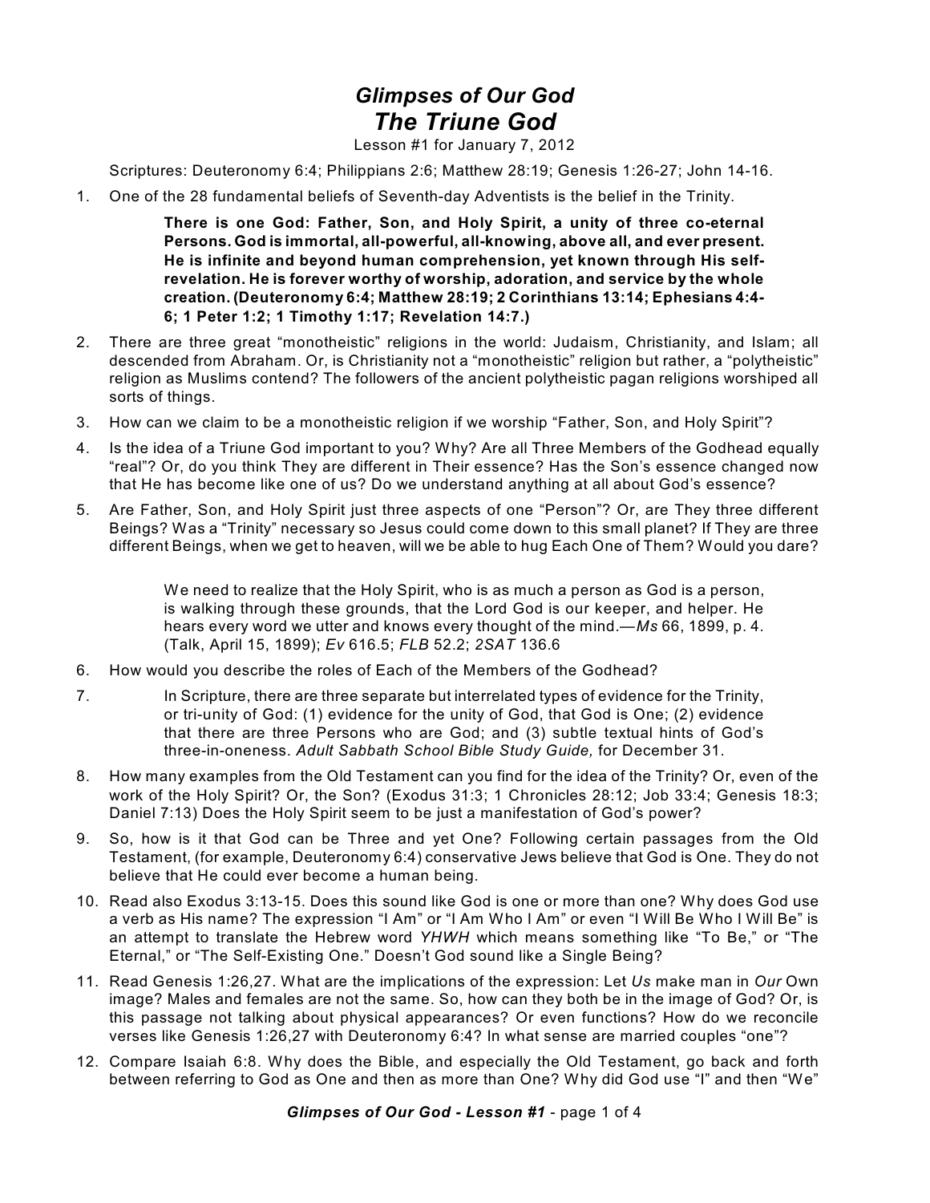# *Glimpses of Our God*
# *The Triune God*

Lesson #1 for January 7, 2012

Scriptures: Deuteronomy 6:4; Philippians 2:6; Matthew 28:19; Genesis 1:26-27; John 14-16.

1. One of the 28 fundamental beliefs of Seventh-day Adventists is the belief in the Trinity.

   > **There is one God: Father, Son, and Holy Spirit, a unity of three co-eternal Persons. God is immortal, all-powerful, all-knowing, above all, and ever present. He is infinite and beyond human comprehension, yet known through His self-revelation. He is forever worthy of worship, adoration, and service by the whole creation. (Deuteronomy 6:4; Matthew 28:19; 2 Corinthians 13:14; Ephesians 4:4-6; 1 Peter 1:2; 1 Timothy 1:17; Revelation 14:7.)**

2. There are three great "monotheistic" religions in the world: Judaism, Christianity, and Islam; all descended from Abraham. Or, is Christianity not a "monotheistic" religion but rather, a "polytheistic" religion as Muslims contend? The followers of the ancient polytheistic pagan religions worshiped all sorts of things.
3. How can we claim to be a monotheistic religion if we worship "Father, Son, and Holy Spirit"?
4. Is the idea of a Triune God important to you? Why? Are all Three Members of the Godhead equally "real"? Or, do you think They are different in Their essence? Has the Son's essence changed now that He has become like one of us? Do we understand anything at all about God's essence?
5. Are Father, Son, and Holy Spirit just three aspects of one "Person"? Or, are They three different Beings? Was a "Trinity" necessary so Jesus could come down to this small planet? If They are three different Beings, when we get to heaven, will we be able to hug Each One of Them? Would you dare?

   > We need to realize that the Holy Spirit, who is as much a person as God is a person, is walking through these grounds, that the Lord God is our keeper, and helper. He hears every word we utter and knows every thought of the mind.—*Ms* 66, 1899, p. 4. (Talk, April 15, 1899); *Ev* 616.5; *FLB* 52.2; *2SAT* 136.6

6. How would you describe the roles of Each of the Members of the Godhead?
7. > In Scripture, there are three separate but interrelated types of evidence for the Trinity, or tri-unity of God: (1) evidence for the unity of God, that God is One; (2) evidence that there are three Persons who are God; and (3) subtle textual hints of God's three-in-oneness. *Adult Sabbath School Bible Study Guide,* for December 31.
8. How many examples from the Old Testament can you find for the idea of the Trinity? Or, even of the work of the Holy Spirit? Or, the Son? (Exodus 31:3; 1 Chronicles 28:12; Job 33:4; Genesis 18:3; Daniel 7:13) Does the Holy Spirit seem to be just a manifestation of God's power?
9. So, how is it that God can be Three and yet One? Following certain passages from the Old Testament, (for example, Deuteronomy 6:4) conservative Jews believe that God is One. They do not believe that He could ever become a human being.
10. Read also Exodus 3:13-15. Does this sound like God is one or more than one? Why does God use a verb as His name? The expression "I Am" or "I Am Who I Am" or even "I Will Be Who I Will Be" is an attempt to translate the Hebrew word *YHWH* which means something like "To Be," or "The Eternal," or "The Self-Existing One." Doesn't God sound like a Single Being?
11. Read Genesis 1:26,27. What are the implications of the expression: Let *Us* make man in *Our* Own image? Males and females are not the same. So, how can they both be in the image of God? Or, is this passage not talking about physical appearances? Or even functions? How do we reconcile verses like Genesis 1:26,27 with Deuteronomy 6:4? In what sense are married couples "one"?
12. Compare Isaiah 6:8. Why does the Bible, and especially the Old Testament, go back and forth between referring to God as One and then as more than One? Why did God use "I" and then "We"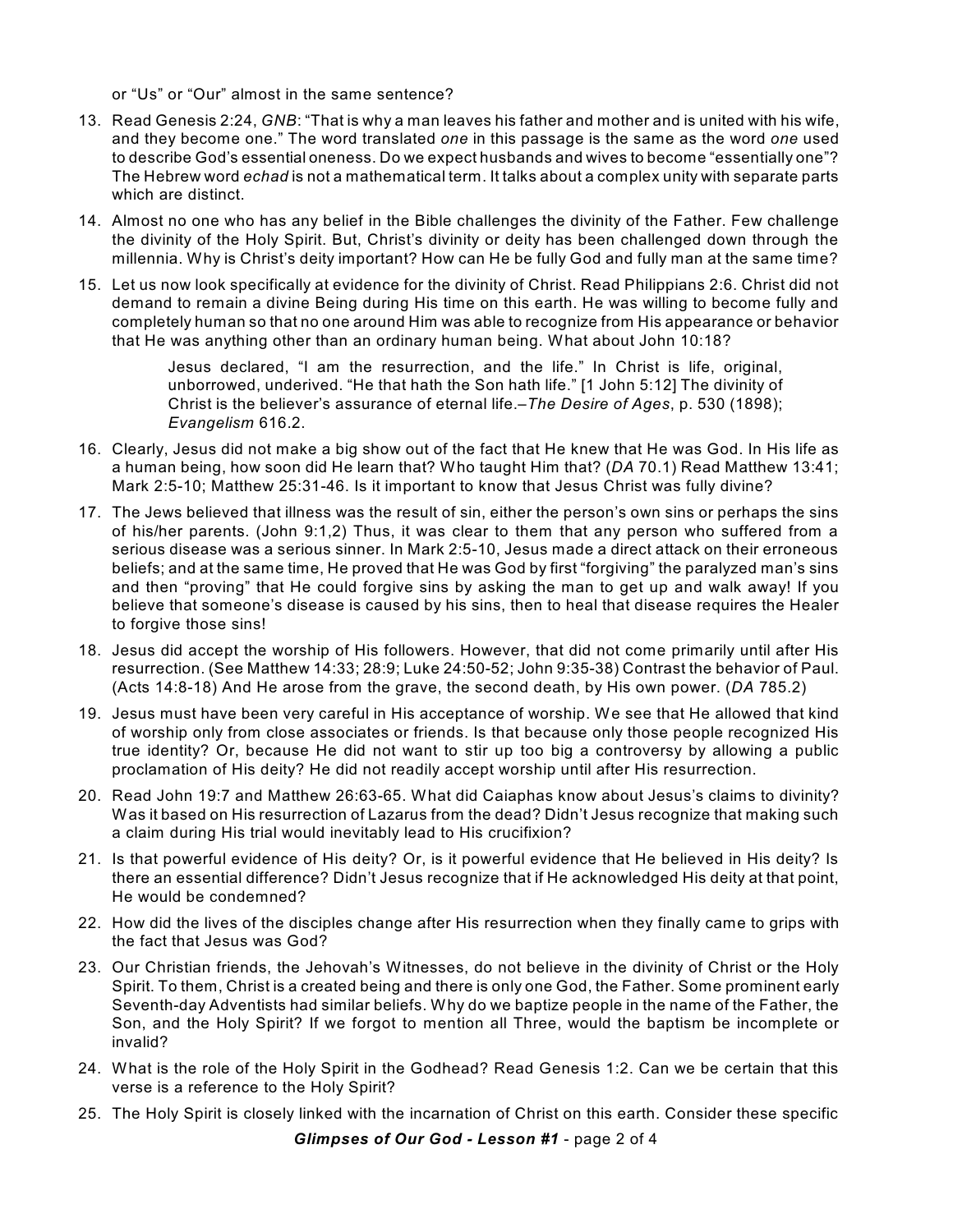or "Us" or "Our" almost in the same sentence?

13. Read Genesis 2:24, *GNB*: "That is why a man leaves his father and mother and is united with his wife, and they become one." The word translated *one* in this passage is the same as the word *one* used to describe God's essential oneness. Do we expect husbands and wives to become "essentially one"? The Hebrew word *echad* is not a mathematical term. It talks about a complex unity with separate parts which are distinct.

14. Almost no one who has any belief in the Bible challenges the divinity of the Father. Few challenge the divinity of the Holy Spirit. But, Christ's divinity or deity has been challenged down through the millennia. Why is Christ's deity important? How can He be fully God and fully man at the same time?

15. Let us now look specifically at evidence for the divinity of Christ. Read Philippians 2:6. Christ did not demand to remain a divine Being during His time on this earth. He was willing to become fully and completely human so that no one around Him was able to recognize from His appearance or behavior that He was anything other than an ordinary human being. What about John 10:18?

    > Jesus declared, "I am the resurrection, and the life." In Christ is life, original, unborrowed, underived. "He that hath the Son hath life." [1 John 5:12] The divinity of Christ is the believer's assurance of eternal life.–*The Desire of Ages*, p. 530 (1898); *Evangelism* 616.2.

16. Clearly, Jesus did not make a big show out of the fact that He knew that He was God. In His life as a human being, how soon did He learn that? Who taught Him that? (*DA* 70.1) Read Matthew 13:41; Mark 2:5-10; Matthew 25:31-46. Is it important to know that Jesus Christ was fully divine?

17. The Jews believed that illness was the result of sin, either the person's own sins or perhaps the sins of his/her parents. (John 9:1,2) Thus, it was clear to them that any person who suffered from a serious disease was a serious sinner. In Mark 2:5-10, Jesus made a direct attack on their erroneous beliefs; and at the same time, He proved that He was God by first "forgiving" the paralyzed man's sins and then "proving" that He could forgive sins by asking the man to get up and walk away! If you believe that someone's disease is caused by his sins, then to heal that disease requires the Healer to forgive those sins!

18. Jesus did accept the worship of His followers. However, that did not come primarily until after His resurrection. (See Matthew 14:33; 28:9; Luke 24:50-52; John 9:35-38) Contrast the behavior of Paul. (Acts 14:8-18) And He arose from the grave, the second death, by His own power. (*DA* 785.2)

19. Jesus must have been very careful in His acceptance of worship. We see that He allowed that kind of worship only from close associates or friends. Is that because only those people recognized His true identity? Or, because He did not want to stir up too big a controversy by allowing a public proclamation of His deity? He did not readily accept worship until after His resurrection.

20. Read John 19:7 and Matthew 26:63-65. What did Caiaphas know about Jesus's claims to divinity? Was it based on His resurrection of Lazarus from the dead? Didn't Jesus recognize that making such a claim during His trial would inevitably lead to His crucifixion?

21. Is that powerful evidence of His deity? Or, is it powerful evidence that He believed in His deity? Is there an essential difference? Didn't Jesus recognize that if He acknowledged His deity at that point, He would be condemned?

22. How did the lives of the disciples change after His resurrection when they finally came to grips with the fact that Jesus was God?

23. Our Christian friends, the Jehovah's Witnesses, do not believe in the divinity of Christ or the Holy Spirit. To them, Christ is a created being and there is only one God, the Father. Some prominent early Seventh-day Adventists had similar beliefs. Why do we baptize people in the name of the Father, the Son, and the Holy Spirit? If we forgot to mention all Three, would the baptism be incomplete or invalid?

24. What is the role of the Holy Spirit in the Godhead? Read Genesis 1:2. Can we be certain that this verse is a reference to the Holy Spirit?

25. The Holy Spirit is closely linked with the incarnation of Christ on this earth. Consider these specific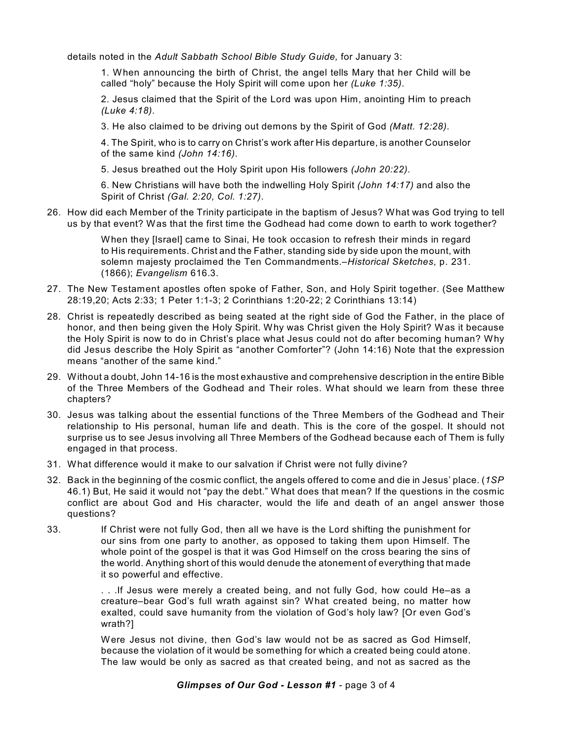details noted in the *Adult Sabbath School Bible Study Guide,* for January 3:

> 1. When announcing the birth of Christ, the angel tells Mary that her Child will be called "holy" because the Holy Spirit will come upon her *(Luke 1:35)*.
>
> 2. Jesus claimed that the Spirit of the Lord was upon Him, anointing Him to preach *(Luke 4:18)*.
>
> 3. He also claimed to be driving out demons by the Spirit of God *(Matt. 12:28)*.
>
> 4. The Spirit, who is to carry on Christ's work after His departure, is another Counselor of the same kind *(John 14:16)*.
>
> 5. Jesus breathed out the Holy Spirit upon His followers *(John 20:22)*.
>
> 6. New Christians will have both the indwelling Holy Spirit *(John 14:17)* and also the Spirit of Christ *(Gal. 2:20, Col. 1:27)*.

26. How did each Member of the Trinity participate in the baptism of Jesus? What was God trying to tell us by that event? Was that the first time the Godhead had come down to earth to work together?

    > When they [Israel] came to Sinai, He took occasion to refresh their minds in regard to His requirements. Christ and the Father, standing side by side upon the mount, with solemn majesty proclaimed the Ten Commandments.–*Historical Sketches*, p. 231. (1866); *Evangelism* 616.3.

27. The New Testament apostles often spoke of Father, Son, and Holy Spirit together. (See Matthew 28:19,20; Acts 2:33; 1 Peter 1:1-3; 2 Corinthians 1:20-22; 2 Corinthians 13:14)

28. Christ is repeatedly described as being seated at the right side of God the Father, in the place of honor, and then being given the Holy Spirit. Why was Christ given the Holy Spirit? Was it because the Holy Spirit is now to do in Christ's place what Jesus could not do after becoming human? Why did Jesus describe the Holy Spirit as "another Comforter"? (John 14:16) Note that the expression means "another of the same kind."

29. Without a doubt, John 14-16 is the most exhaustive and comprehensive description in the entire Bible of the Three Members of the Godhead and Their roles. What should we learn from these three chapters?

30. Jesus was talking about the essential functions of the Three Members of the Godhead and Their relationship to His personal, human life and death. This is the core of the gospel. It should not surprise us to see Jesus involving all Three Members of the Godhead because each of Them is fully engaged in that process.

31. What difference would it make to our salvation if Christ were not fully divine?

32. Back in the beginning of the cosmic conflict, the angels offered to come and die in Jesus' place. (*1SP* 46.1) But, He said it would not "pay the debt." What does that mean? If the questions in the cosmic conflict are about God and His character, would the life and death of an angel answer those questions?

33. 
    > If Christ were not fully God, then all we have is the Lord shifting the punishment for our sins from one party to another, as opposed to taking them upon Himself. The whole point of the gospel is that it was God Himself on the cross bearing the sins of the world. Anything short of this would denude the atonement of everything that made it so powerful and effective.
    >
    > . . .If Jesus were merely a created being, and not fully God, how could He–as a creature–bear God's full wrath against sin? What created being, no matter how exalted, could save humanity from the violation of God's holy law? [Or even God's wrath?]
    >
    > Were Jesus not divine, then God's law would not be as sacred as God Himself, because the violation of it would be something for which a created being could atone. The law would be only as sacred as that created being, and not as sacred as the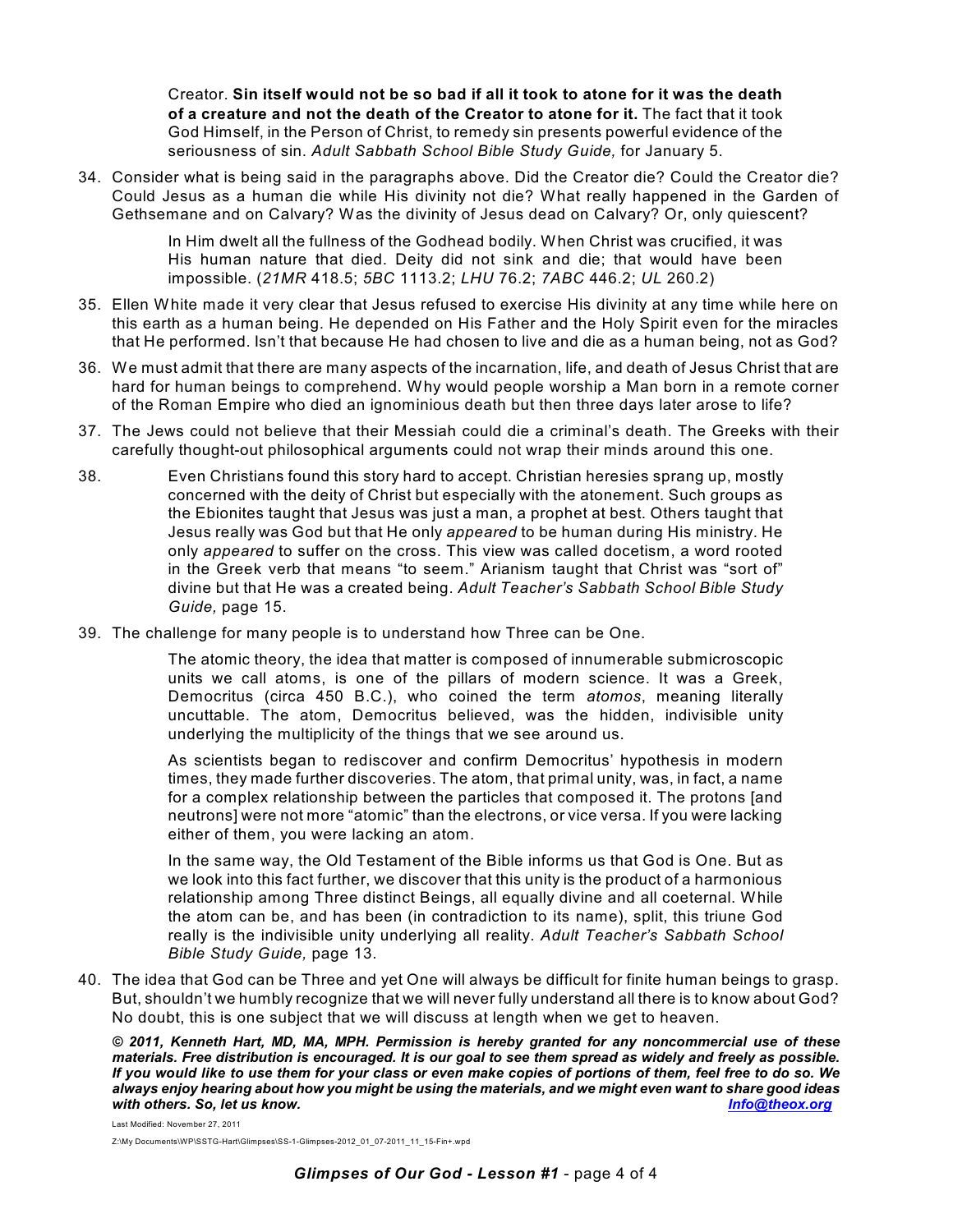Creator. **Sin itself would not be so bad if all it took to atone for it was the death of a creature and not the death of the Creator to atone for it.** The fact that it took God Himself, in the Person of Christ, to remedy sin presents powerful evidence of the seriousness of sin. *Adult Sabbath School Bible Study Guide,* for January 5.

34. Consider what is being said in the paragraphs above. Did the Creator die? Could the Creator die? Could Jesus as a human die while His divinity not die? What really happened in the Garden of Gethsemane and on Calvary? Was the divinity of Jesus dead on Calvary? Or, only quiescent?

> In Him dwelt all the fullness of the Godhead bodily. When Christ was crucified, it was His human nature that died. Deity did not sink and die; that would have been impossible. (*21MR* 418.5; *5BC* 1113.2; *LHU* 76.2; *7ABC* 446.2; *UL* 260.2)

35. Ellen White made it very clear that Jesus refused to exercise His divinity at any time while here on this earth as a human being. He depended on His Father and the Holy Spirit even for the miracles that He performed. Isn't that because He had chosen to live and die as a human being, not as God?

36. We must admit that there are many aspects of the incarnation, life, and death of Jesus Christ that are hard for human beings to comprehend. Why would people worship a Man born in a remote corner of the Roman Empire who died an ignominious death but then three days later arose to life?

37. The Jews could not believe that their Messiah could die a criminal's death. The Greeks with their carefully thought-out philosophical arguments could not wrap their minds around this one.

38. Even Christians found this story hard to accept. Christian heresies sprang up, mostly concerned with the deity of Christ but especially with the atonement. Such groups as the Ebionites taught that Jesus was just a man, a prophet at best. Others taught that Jesus really was God but that He only *appeared* to be human during His ministry. He only *appeared* to suffer on the cross. This view was called docetism, a word rooted in the Greek verb that means "to seem." Arianism taught that Christ was "sort of" divine but that He was a created being. *Adult Teacher's Sabbath School Bible Study Guide,* page 15.

39. The challenge for many people is to understand how Three can be One.

> The atomic theory, the idea that matter is composed of innumerable submicroscopic units we call atoms, is one of the pillars of modern science. It was a Greek, Democritus (circa 450 B.C.), who coined the term *atomos*, meaning literally uncuttable. The atom, Democritus believed, was the hidden, indivisible unity underlying the multiplicity of the things that we see around us.
>
> As scientists began to rediscover and confirm Democritus' hypothesis in modern times, they made further discoveries. The atom, that primal unity, was, in fact, a name for a complex relationship between the particles that composed it. The protons [and neutrons] were not more "atomic" than the electrons, or vice versa. If you were lacking either of them, you were lacking an atom.
>
> In the same way, the Old Testament of the Bible informs us that God is One. But as we look into this fact further, we discover that this unity is the product of a harmonious relationship among Three distinct Beings, all equally divine and all coeternal. While the atom can be, and has been (in contradiction to its name), split, this triune God really is the indivisible unity underlying all reality. *Adult Teacher's Sabbath School Bible Study Guide,* page 13.

40. The idea that God can be Three and yet One will always be difficult for finite human beings to grasp. But, shouldn't we humbly recognize that we will never fully understand all there is to know about God? No doubt, this is one subject that we will discuss at length when we get to heaven.

***© 2011, Kenneth Hart, MD, MA, MPH. Permission is hereby granted for any noncommercial use of these materials. Free distribution is encouraged. It is our goal to see them spread as widely and freely as possible. If you would like to use them for your class or even make copies of portions of them, feel free to do so. We always enjoy hearing about how you might be using the materials, and we might even want to share good ideas with others. So, let us know.*** ***Info@theox.org***

Last Modified: November 27, 2011

Z:\My Documents\WP\SSTG-Hart\Glimpses\SS-1-Glimpses-2012_01_07-2011_11_15-Fin+.wpd